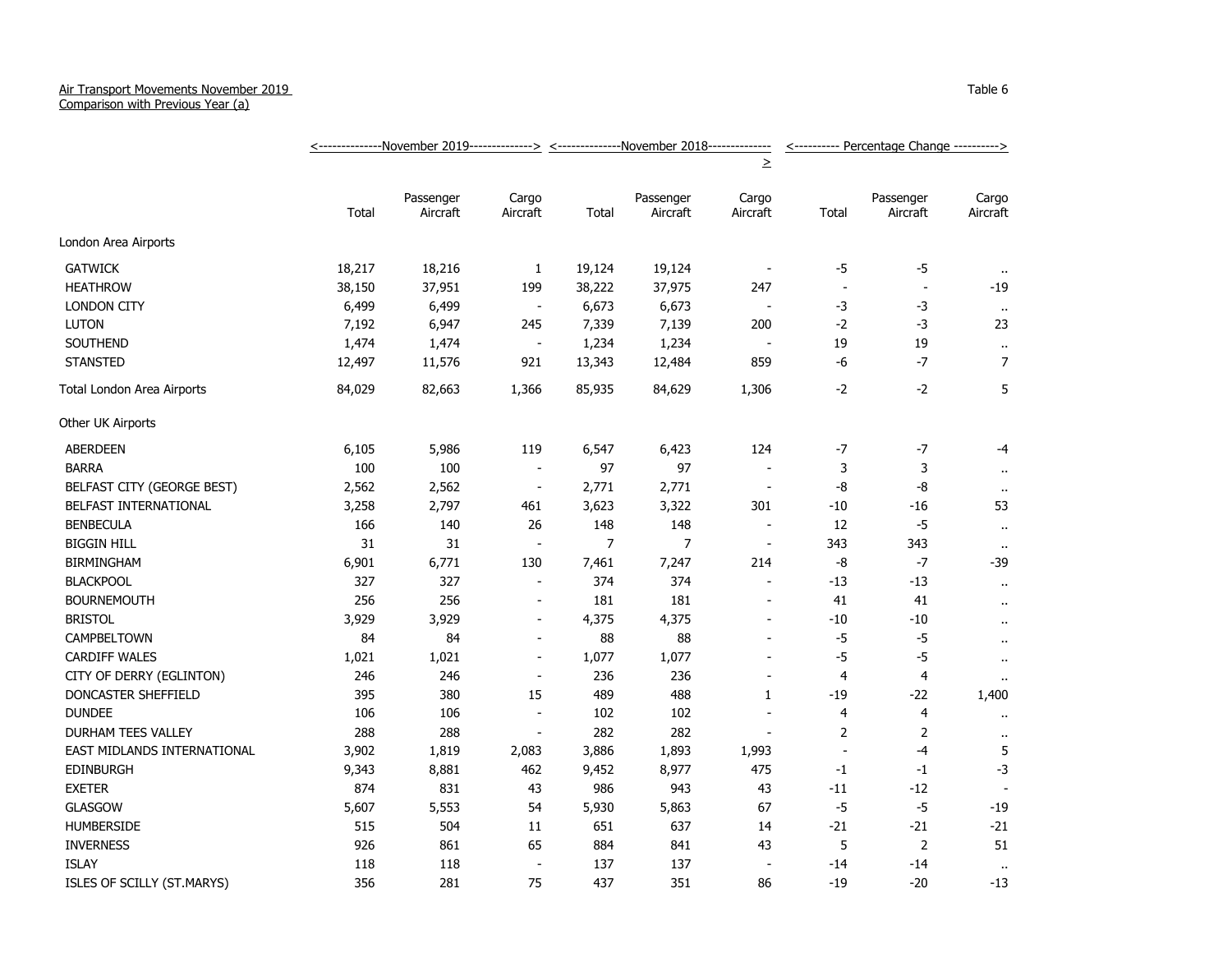Air Transport Movements November 2019
Comparison with Previous Year (a)

Table 6

| | November 2019 | | | November 2018 | | | Percentage Change | | |
|---|---|---|---|---|---|---|---|---|---|
| | Total | Passenger Aircraft | Cargo Aircraft | Total | Passenger Aircraft | Cargo Aircraft | Total | Passenger Aircraft | Cargo Aircraft |
| **London Area Airports** | | | | | | | | | |
| GATWICK | 18,217 | 18,216 | 1 | 19,124 | 19,124 | - | -5 | -5 | .. |
| HEATHROW | 38,150 | 37,951 | 199 | 38,222 | 37,975 | 247 | - | - | -19 |
| LONDON CITY | 6,499 | 6,499 | - | 6,673 | 6,673 | - | -3 | -3 | .. |
| LUTON | 7,192 | 6,947 | 245 | 7,339 | 7,139 | 200 | -2 | -3 | 23 |
| SOUTHEND | 1,474 | 1,474 | - | 1,234 | 1,234 | - | 19 | 19 | .. |
| STANSTED | 12,497 | 11,576 | 921 | 13,343 | 12,484 | 859 | -6 | -7 | 7 |
| Total London Area Airports | 84,029 | 82,663 | 1,366 | 85,935 | 84,629 | 1,306 | -2 | -2 | 5 |
| **Other UK Airports** | | | | | | | | | |
| ABERDEEN | 6,105 | 5,986 | 119 | 6,547 | 6,423 | 124 | -7 | -7 | -4 |
| BARRA | 100 | 100 | - | 97 | 97 | - | 3 | 3 | .. |
| BELFAST CITY (GEORGE BEST) | 2,562 | 2,562 | - | 2,771 | 2,771 | - | -8 | -8 | .. |
| BELFAST INTERNATIONAL | 3,258 | 2,797 | 461 | 3,623 | 3,322 | 301 | -10 | -16 | 53 |
| BENBECULA | 166 | 140 | 26 | 148 | 148 | - | 12 | -5 | .. |
| BIGGIN HILL | 31 | 31 | - | 7 | 7 | - | 343 | 343 | .. |
| BIRMINGHAM | 6,901 | 6,771 | 130 | 7,461 | 7,247 | 214 | -8 | -7 | -39 |
| BLACKPOOL | 327 | 327 | - | 374 | 374 | - | -13 | -13 | .. |
| BOURNEMOUTH | 256 | 256 | - | 181 | 181 | - | 41 | 41 | .. |
| BRISTOL | 3,929 | 3,929 | - | 4,375 | 4,375 | - | -10 | -10 | .. |
| CAMPBELTOWN | 84 | 84 | - | 88 | 88 | - | -5 | -5 | .. |
| CARDIFF WALES | 1,021 | 1,021 | - | 1,077 | 1,077 | - | -5 | -5 | .. |
| CITY OF DERRY (EGLINTON) | 246 | 246 | - | 236 | 236 | - | 4 | 4 | .. |
| DONCASTER SHEFFIELD | 395 | 380 | 15 | 489 | 488 | 1 | -19 | -22 | 1,400 |
| DUNDEE | 106 | 106 | - | 102 | 102 | - | 4 | 4 | .. |
| DURHAM TEES VALLEY | 288 | 288 | - | 282 | 282 | - | 2 | 2 | .. |
| EAST MIDLANDS INTERNATIONAL | 3,902 | 1,819 | 2,083 | 3,886 | 1,893 | 1,993 | - | -4 | 5 |
| EDINBURGH | 9,343 | 8,881 | 462 | 9,452 | 8,977 | 475 | -1 | -1 | -3 |
| EXETER | 874 | 831 | 43 | 986 | 943 | 43 | -11 | -12 | - |
| GLASGOW | 5,607 | 5,553 | 54 | 5,930 | 5,863 | 67 | -5 | -5 | -19 |
| HUMBERSIDE | 515 | 504 | 11 | 651 | 637 | 14 | -21 | -21 | -21 |
| INVERNESS | 926 | 861 | 65 | 884 | 841 | 43 | 5 | 2 | 51 |
| ISLAY | 118 | 118 | - | 137 | 137 | - | -14 | -14 | .. |
| ISLES OF SCILLY (ST.MARYS) | 356 | 281 | 75 | 437 | 351 | 86 | -19 | -20 | -13 |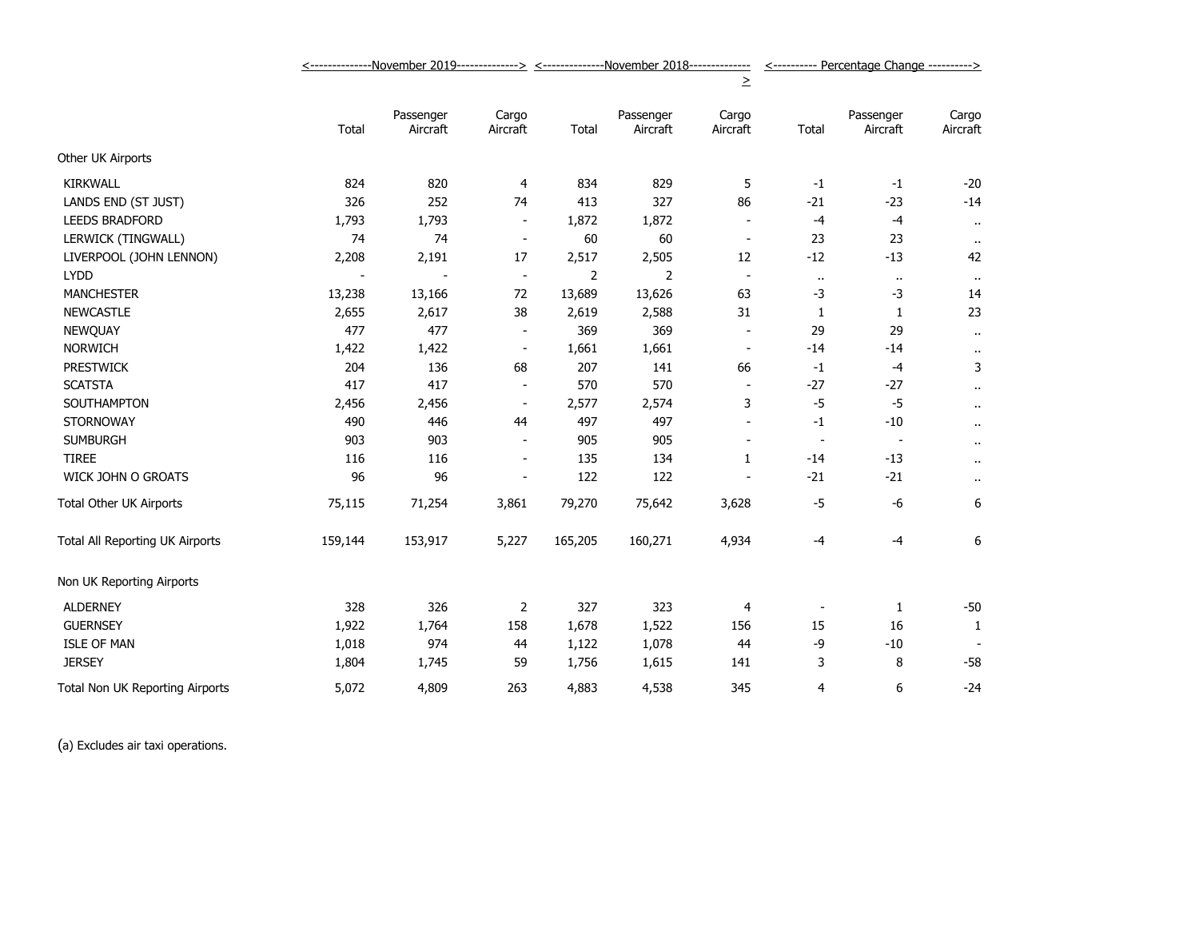| | November 2019 | | | November 2018 | | | Percentage Change | | |
|---|---|---|---|---|---|---|---|---|---|
| | Total | Passenger Aircraft | Cargo Aircraft | Total | Passenger Aircraft | Cargo Aircraft | Total | Passenger Aircraft | Cargo Aircraft |
| **Other UK Airports** | | | | | | | | | |
| KIRKWALL | 824 | 820 | 4 | 834 | 829 | 5 | -1 | -1 | -20 |
| LANDS END (ST JUST) | 326 | 252 | 74 | 413 | 327 | 86 | -21 | -23 | -14 |
| LEEDS BRADFORD | 1,793 | 1,793 | - | 1,872 | 1,872 | - | -4 | -4 | .. |
| LERWICK (TINGWALL) | 74 | 74 | - | 60 | 60 | - | 23 | 23 | .. |
| LIVERPOOL (JOHN LENNON) | 2,208 | 2,191 | 17 | 2,517 | 2,505 | 12 | -12 | -13 | 42 |
| LYDD | - | - | - | 2 | 2 | - | .. | .. | .. |
| MANCHESTER | 13,238 | 13,166 | 72 | 13,689 | 13,626 | 63 | -3 | -3 | 14 |
| NEWCASTLE | 2,655 | 2,617 | 38 | 2,619 | 2,588 | 31 | 1 | 1 | 23 |
| NEWQUAY | 477 | 477 | - | 369 | 369 | - | 29 | 29 | .. |
| NORWICH | 1,422 | 1,422 | - | 1,661 | 1,661 | - | -14 | -14 | .. |
| PRESTWICK | 204 | 136 | 68 | 207 | 141 | 66 | -1 | -4 | 3 |
| SCATSTA | 417 | 417 | - | 570 | 570 | - | -27 | -27 | .. |
| SOUTHAMPTON | 2,456 | 2,456 | - | 2,577 | 2,574 | 3 | -5 | -5 | .. |
| STORNOWAY | 490 | 446 | 44 | 497 | 497 | - | -1 | -10 | .. |
| SUMBURGH | 903 | 903 | - | 905 | 905 | - | - | - | .. |
| TIREE | 116 | 116 | - | 135 | 134 | 1 | -14 | -13 | .. |
| WICK JOHN O GROATS | 96 | 96 | - | 122 | 122 | - | -21 | -21 | .. |
| Total Other UK Airports | 75,115 | 71,254 | 3,861 | 79,270 | 75,642 | 3,628 | -5 | -6 | 6 |
| Total All Reporting UK Airports | 159,144 | 153,917 | 5,227 | 165,205 | 160,271 | 4,934 | -4 | -4 | 6 |
| **Non UK Reporting Airports** | | | | | | | | | |
| ALDERNEY | 328 | 326 | 2 | 327 | 323 | 4 | - | 1 | -50 |
| GUERNSEY | 1,922 | 1,764 | 158 | 1,678 | 1,522 | 156 | 15 | 16 | 1 |
| ISLE OF MAN | 1,018 | 974 | 44 | 1,122 | 1,078 | 44 | -9 | -10 | - |
| JERSEY | 1,804 | 1,745 | 59 | 1,756 | 1,615 | 141 | 3 | 8 | -58 |
| Total Non UK Reporting Airports | 5,072 | 4,809 | 263 | 4,883 | 4,538 | 345 | 4 | 6 | -24 |

(a) Excludes air taxi operations.